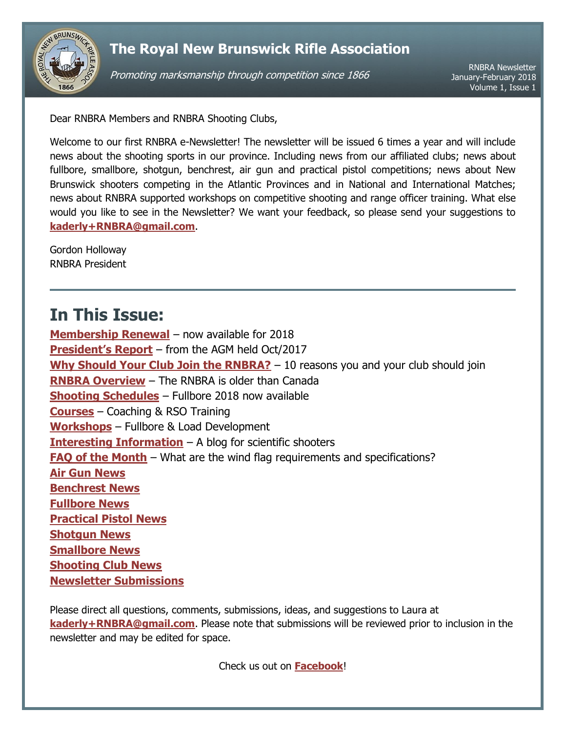# The Royal New Brunswick Rifle Association

*Promoting marksmanship through competition since 1866*

RNBRA Newsletter
January-February 2018
Volume 1, Issue 1

Dear RNBRA Members and RNBRA Shooting Clubs,

Welcome to our first RNBRA e-Newsletter! The newsletter will be issued 6 times a year and will include news about the shooting sports in our province. Including news from our affiliated clubs; news about fullbore, smallbore, shotgun, benchrest, air gun and practical pistol competitions; news about New Brunswick shooters competing in the Atlantic Provinces and in National and International Matches; news about RNBRA supported workshops on competitive shooting and range officer training. What else would you like to see in the Newsletter? We want your feedback, so please send your suggestions to **kaderly+RNBRA@gmail.com**.

Gordon Holloway
RNBRA President

---

## In This Issue:

**Membership Renewal** – now available for 2018
**President's Report** – from the AGM held Oct/2017
**Why Should Your Club Join the RNBRA?** – 10 reasons you and your club should join
**RNBRA Overview** – The RNBRA is older than Canada
**Shooting Schedules** – Fullbore 2018 now available
**Courses** – Coaching & RSO Training
**Workshops** – Fullbore & Load Development
**Interesting Information** – A blog for scientific shooters
**FAQ of the Month** – What are the wind flag requirements and specifications?
**Air Gun News**
**Benchrest News**
**Fullbore News**
**Practical Pistol News**
**Shotgun News**
**Smallbore News**
**Shooting Club News**
**Newsletter Submissions**

Please direct all questions, comments, submissions, ideas, and suggestions to Laura at **kaderly+RNBRA@gmail.com**. Please note that submissions will be reviewed prior to inclusion in the newsletter and may be edited for space.

Check us out on **Facebook**!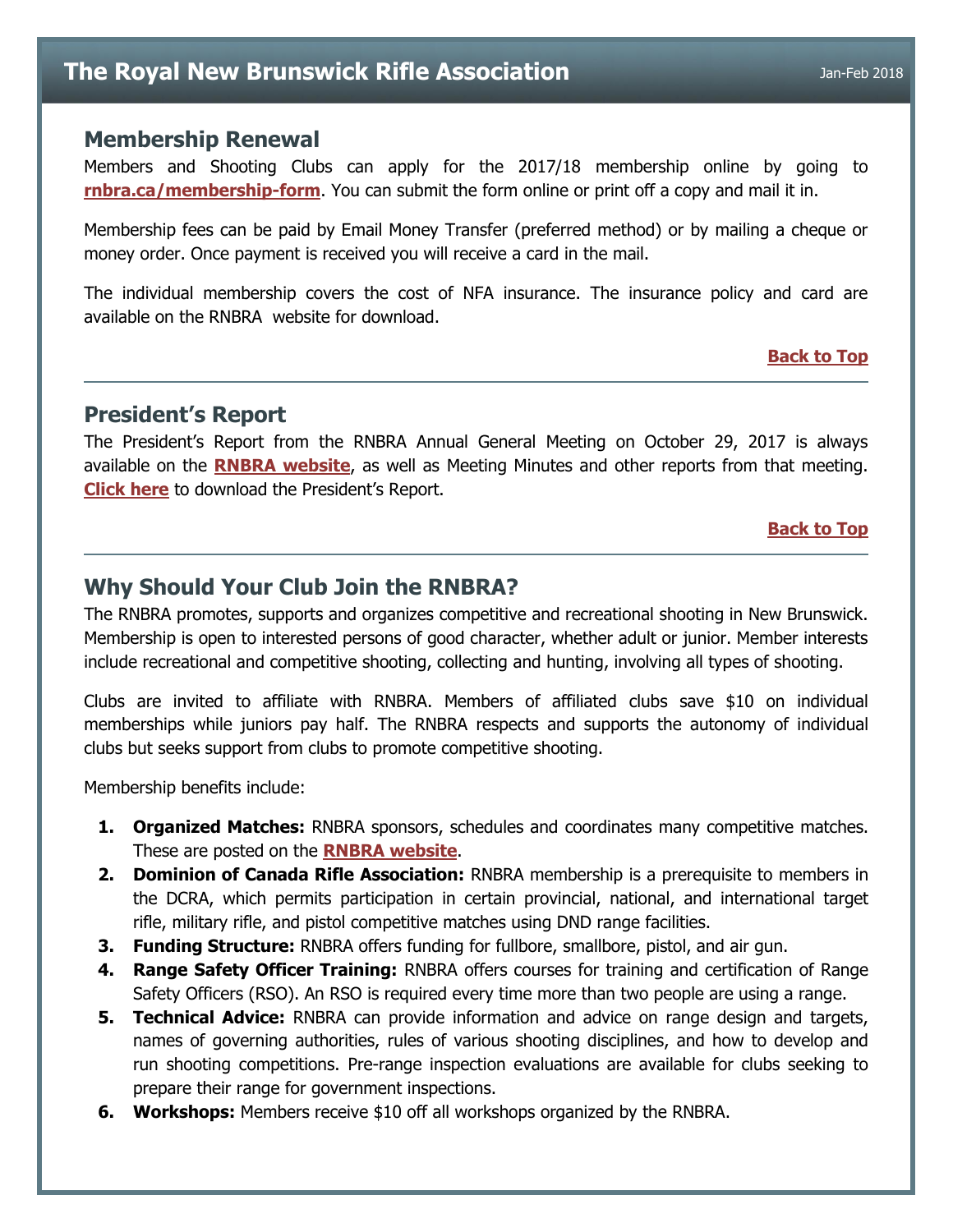## Membership Renewal

Members and Shooting Clubs can apply for the 2017/18 membership online by going to **rnbra.ca/membership-form**. You can submit the form online or print off a copy and mail it in.

Membership fees can be paid by Email Money Transfer (preferred method) or by mailing a cheque or money order. Once payment is received you will receive a card in the mail.

The individual membership covers the cost of NFA insurance. The insurance policy and card are available on the RNBRA website for download.

**Back to Top**

---

## President's Report

The President's Report from the RNBRA Annual General Meeting on October 29, 2017 is always available on the **RNBRA website**, as well as Meeting Minutes and other reports from that meeting. **Click here** to download the President's Report.

**Back to Top**

---

## Why Should Your Club Join the RNBRA?

The RNBRA promotes, supports and organizes competitive and recreational shooting in New Brunswick. Membership is open to interested persons of good character, whether adult or junior. Member interests include recreational and competitive shooting, collecting and hunting, involving all types of shooting.

Clubs are invited to affiliate with RNBRA. Members of affiliated clubs save $10 on individual memberships while juniors pay half. The RNBRA respects and supports the autonomy of individual clubs but seeks support from clubs to promote competitive shooting.

Membership benefits include:

1. **Organized Matches:** RNBRA sponsors, schedules and coordinates many competitive matches. These are posted on the **RNBRA website**.
2. **Dominion of Canada Rifle Association:** RNBRA membership is a prerequisite to members in the DCRA, which permits participation in certain provincial, national, and international target rifle, military rifle, and pistol competitive matches using DND range facilities.
3. **Funding Structure:** RNBRA offers funding for fullbore, smallbore, pistol, and air gun.
4. **Range Safety Officer Training:** RNBRA offers courses for training and certification of Range Safety Officers (RSO). An RSO is required every time more than two people are using a range.
5. **Technical Advice:** RNBRA can provide information and advice on range design and targets, names of governing authorities, rules of various shooting disciplines, and how to develop and run shooting competitions. Pre-range inspection evaluations are available for clubs seeking to prepare their range for government inspections.
6. **Workshops:** Members receive $10 off all workshops organized by the RNBRA.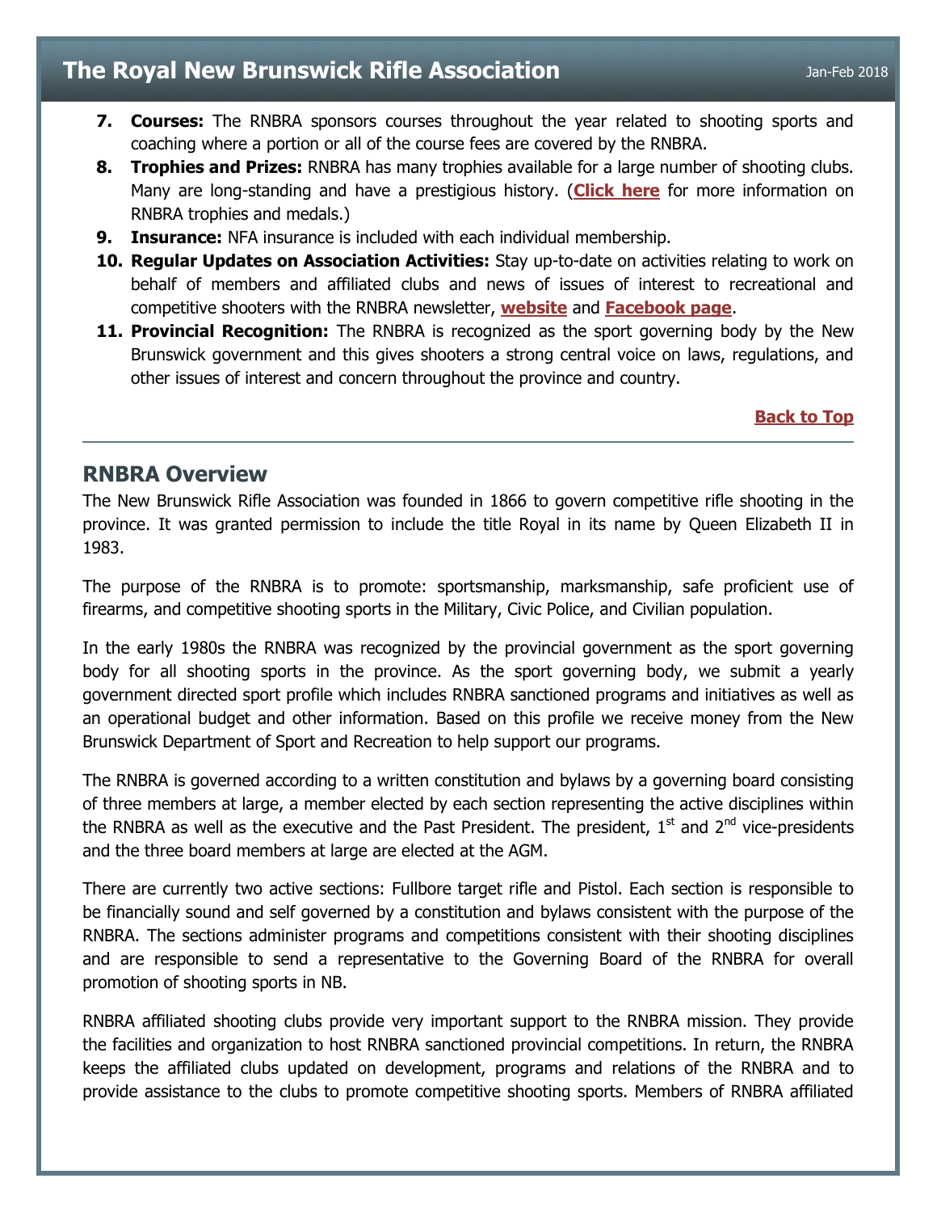7. **Courses:** The RNBRA sponsors courses throughout the year related to shooting sports and coaching where a portion or all of the course fees are covered by the RNBRA.
8. **Trophies and Prizes:** RNBRA has many trophies available for a large number of shooting clubs. Many are long-standing and have a prestigious history. (**Click here** for more information on RNBRA trophies and medals.)
9. **Insurance:** NFA insurance is included with each individual membership.
10. **Regular Updates on Association Activities:** Stay up-to-date on activities relating to work on behalf of members and affiliated clubs and news of issues of interest to recreational and competitive shooters with the RNBRA newsletter, **website** and **Facebook page**.
11. **Provincial Recognition:** The RNBRA is recognized as the sport governing body by the New Brunswick government and this gives shooters a strong central voice on laws, regulations, and other issues of interest and concern throughout the province and country.

**Back to Top**

---

## RNBRA Overview

The New Brunswick Rifle Association was founded in 1866 to govern competitive rifle shooting in the province. It was granted permission to include the title Royal in its name by Queen Elizabeth II in 1983.

The purpose of the RNBRA is to promote: sportsmanship, marksmanship, safe proficient use of firearms, and competitive shooting sports in the Military, Civic Police, and Civilian population.

In the early 1980s the RNBRA was recognized by the provincial government as the sport governing body for all shooting sports in the province. As the sport governing body, we submit a yearly government directed sport profile which includes RNBRA sanctioned programs and initiatives as well as an operational budget and other information. Based on this profile we receive money from the New Brunswick Department of Sport and Recreation to help support our programs.

The RNBRA is governed according to a written constitution and bylaws by a governing board consisting of three members at large, a member elected by each section representing the active disciplines within the RNBRA as well as the executive and the Past President. The president, 1st and 2nd vice-presidents and the three board members at large are elected at the AGM.

There are currently two active sections: Fullbore target rifle and Pistol. Each section is responsible to be financially sound and self governed by a constitution and bylaws consistent with the purpose of the RNBRA. The sections administer programs and competitions consistent with their shooting disciplines and are responsible to send a representative to the Governing Board of the RNBRA for overall promotion of shooting sports in NB.

RNBRA affiliated shooting clubs provide very important support to the RNBRA mission. They provide the facilities and organization to host RNBRA sanctioned provincial competitions. In return, the RNBRA keeps the affiliated clubs updated on development, programs and relations of the RNBRA and to provide assistance to the clubs to promote competitive shooting sports. Members of RNBRA affiliated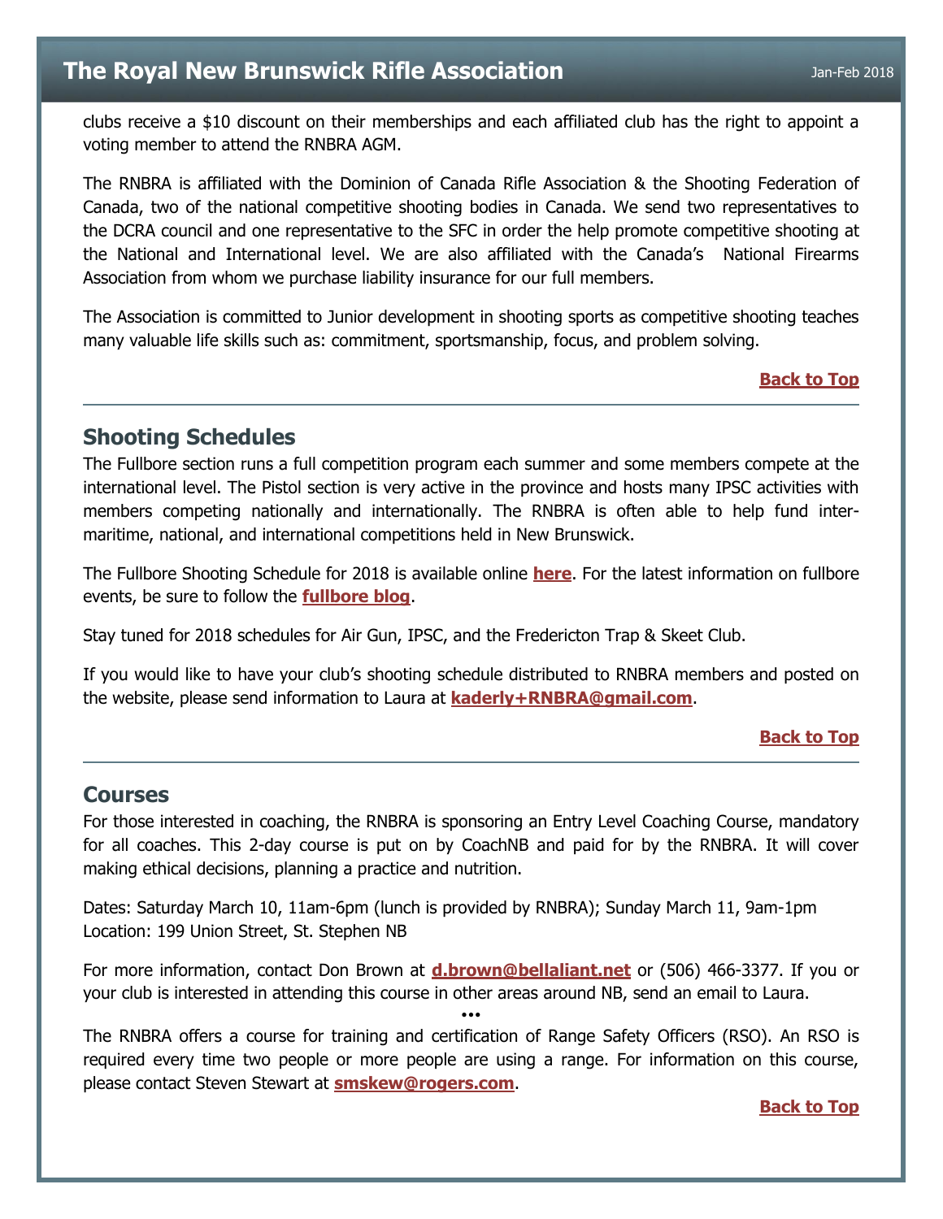clubs receive a $10 discount on their memberships and each affiliated club has the right to appoint a voting member to attend the RNBRA AGM.

The RNBRA is affiliated with the Dominion of Canada Rifle Association & the Shooting Federation of Canada, two of the national competitive shooting bodies in Canada. We send two representatives to the DCRA council and one representative to the SFC in order the help promote competitive shooting at the National and International level. We are also affiliated with the Canada's National Firearms Association from whom we purchase liability insurance for our full members.

The Association is committed to Junior development in shooting sports as competitive shooting teaches many valuable life skills such as: commitment, sportsmanship, focus, and problem solving.

**Back to Top**

---

## Shooting Schedules

The Fullbore section runs a full competition program each summer and some members compete at the international level. The Pistol section is very active in the province and hosts many IPSC activities with members competing nationally and internationally. The RNBRA is often able to help fund inter-maritime, national, and international competitions held in New Brunswick.

The Fullbore Shooting Schedule for 2018 is available online **here**. For the latest information on fullbore events, be sure to follow the **fullbore blog**.

Stay tuned for 2018 schedules for Air Gun, IPSC, and the Fredericton Trap & Skeet Club.

If you would like to have your club's shooting schedule distributed to RNBRA members and posted on the website, please send information to Laura at **kaderly+RNBRA@gmail.com**.

**Back to Top**

---

## Courses

For those interested in coaching, the RNBRA is sponsoring an Entry Level Coaching Course, mandatory for all coaches. This 2-day course is put on by CoachNB and paid for by the RNBRA. It will cover making ethical decisions, planning a practice and nutrition.

Dates: Saturday March 10, 11am-6pm (lunch is provided by RNBRA); Sunday March 11, 9am-1pm
Location: 199 Union Street, St. Stephen NB

For more information, contact Don Brown at **d.brown@bellaliant.net** or (506) 466-3377. If you or your club is interested in attending this course in other areas around NB, send an email to Laura.

•••

The RNBRA offers a course for training and certification of Range Safety Officers (RSO). An RSO is required every time two people or more people are using a range. For information on this course, please contact Steven Stewart at **smskew@rogers.com**.

**Back to Top**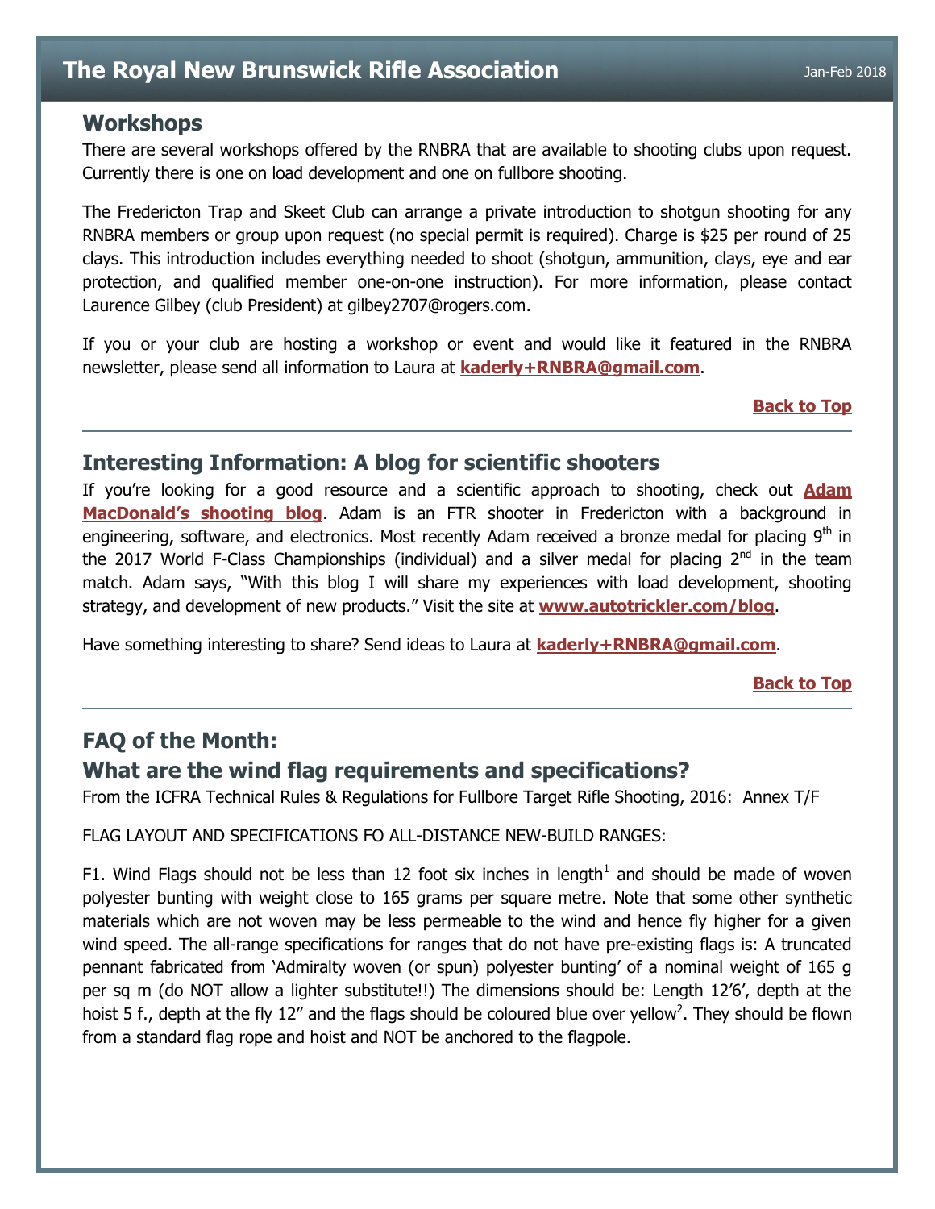## Workshops

There are several workshops offered by the RNBRA that are available to shooting clubs upon request. Currently there is one on load development and one on fullbore shooting.

The Fredericton Trap and Skeet Club can arrange a private introduction to shotgun shooting for any RNBRA members or group upon request (no special permit is required). Charge is $25 per round of 25 clays. This introduction includes everything needed to shoot (shotgun, ammunition, clays, eye and ear protection, and qualified member one-on-one instruction). For more information, please contact Laurence Gilbey (club President) at gilbey2707@rogers.com.

If you or your club are hosting a workshop or event and would like it featured in the RNBRA newsletter, please send all information to Laura at **kaderly+RNBRA@gmail.com**.

**Back to Top**

---

## Interesting Information: A blog for scientific shooters

If you're looking for a good resource and a scientific approach to shooting, check out **Adam MacDonald's shooting blog**. Adam is an FTR shooter in Fredericton with a background in engineering, software, and electronics. Most recently Adam received a bronze medal for placing 9th in the 2017 World F-Class Championships (individual) and a silver medal for placing 2nd in the team match. Adam says, "With this blog I will share my experiences with load development, shooting strategy, and development of new products." Visit the site at **www.autotrickler.com/blog**.

Have something interesting to share? Send ideas to Laura at **kaderly+RNBRA@gmail.com**.

**Back to Top**

---

## FAQ of the Month:

## What are the wind flag requirements and specifications?

From the ICFRA Technical Rules & Regulations for Fullbore Target Rifle Shooting, 2016: Annex T/F

FLAG LAYOUT AND SPECIFICATIONS FO ALL-DISTANCE NEW-BUILD RANGES:

F1. Wind Flags should not be less than 12 foot six inches in length[1] and should be made of woven polyester bunting with weight close to 165 grams per square metre. Note that some other synthetic materials which are not woven may be less permeable to the wind and hence fly higher for a given wind speed. The all-range specifications for ranges that do not have pre-existing flags is: A truncated pennant fabricated from 'Admiralty woven (or spun) polyester bunting' of a nominal weight of 165 g per sq m (do NOT allow a lighter substitute!!) The dimensions should be: Length 12'6', depth at the hoist 5 f., depth at the fly 12" and the flags should be coloured blue over yellow[2]. They should be flown from a standard flag rope and hoist and NOT be anchored to the flagpole.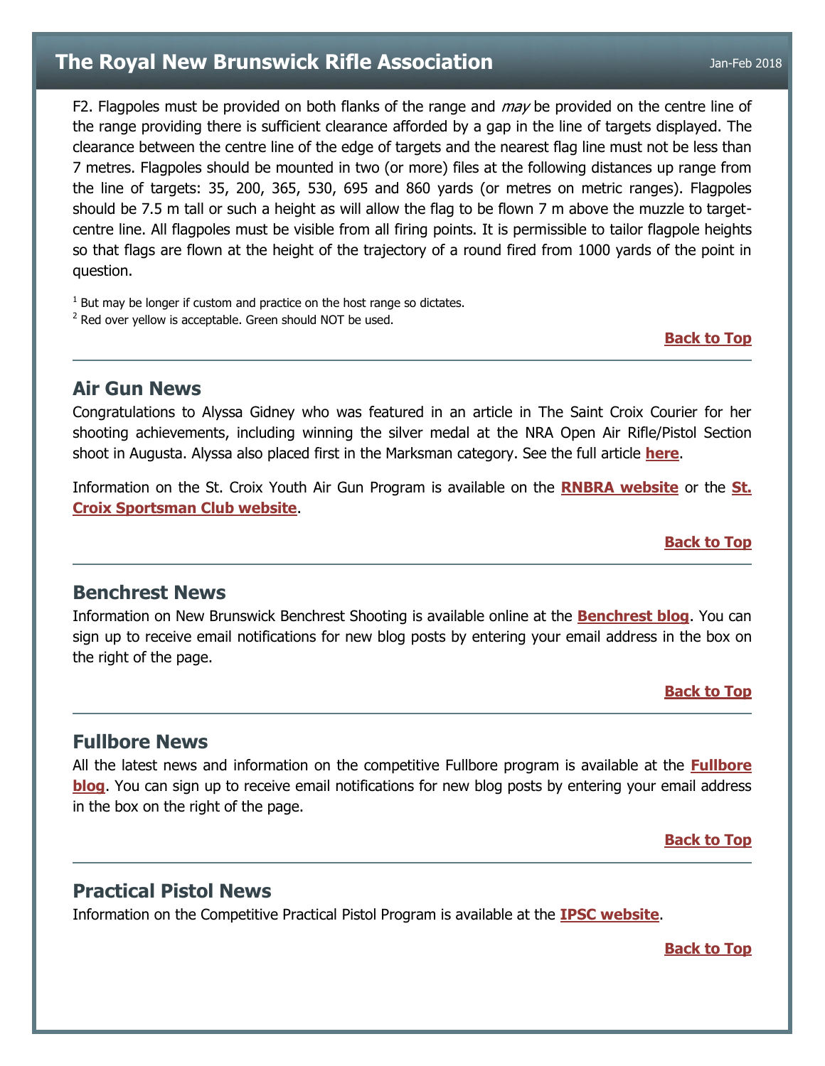F2. Flagpoles must be provided on both flanks of the range and *may* be provided on the centre line of the range providing there is sufficient clearance afforded by a gap in the line of targets displayed. The clearance between the centre line of the edge of targets and the nearest flag line must not be less than 7 metres. Flagpoles should be mounted in two (or more) files at the following distances up range from the line of targets: 35, 200, 365, 530, 695 and 860 yards (or metres on metric ranges). Flagpoles should be 7.5 m tall or such a height as will allow the flag to be flown 7 m above the muzzle to target-centre line. All flagpoles must be visible from all firing points. It is permissible to tailor flagpole heights so that flags are flown at the height of the trajectory of a round fired from 1000 yards of the point in question.

[1] But may be longer if custom and practice on the host range so dictates.
[2] Red over yellow is acceptable. Green should NOT be used.

**Back to Top**

---

## Air Gun News

Congratulations to Alyssa Gidney who was featured in an article in The Saint Croix Courier for her shooting achievements, including winning the silver medal at the NRA Open Air Rifle/Pistol Section shoot in Augusta. Alyssa also placed first in the Marksman category. See the full article **here**.

Information on the St. Croix Youth Air Gun Program is available on the **RNBRA website** or the **St. Croix Sportsman Club website**.

**Back to Top**

---

## Benchrest News

Information on New Brunswick Benchrest Shooting is available online at the **Benchrest blog**. You can sign up to receive email notifications for new blog posts by entering your email address in the box on the right of the page.

**Back to Top**

---

## Fullbore News

All the latest news and information on the competitive Fullbore program is available at the **Fullbore blog**. You can sign up to receive email notifications for new blog posts by entering your email address in the box on the right of the page.

**Back to Top**

---

## Practical Pistol News

Information on the Competitive Practical Pistol Program is available at the **IPSC website**.

**Back to Top**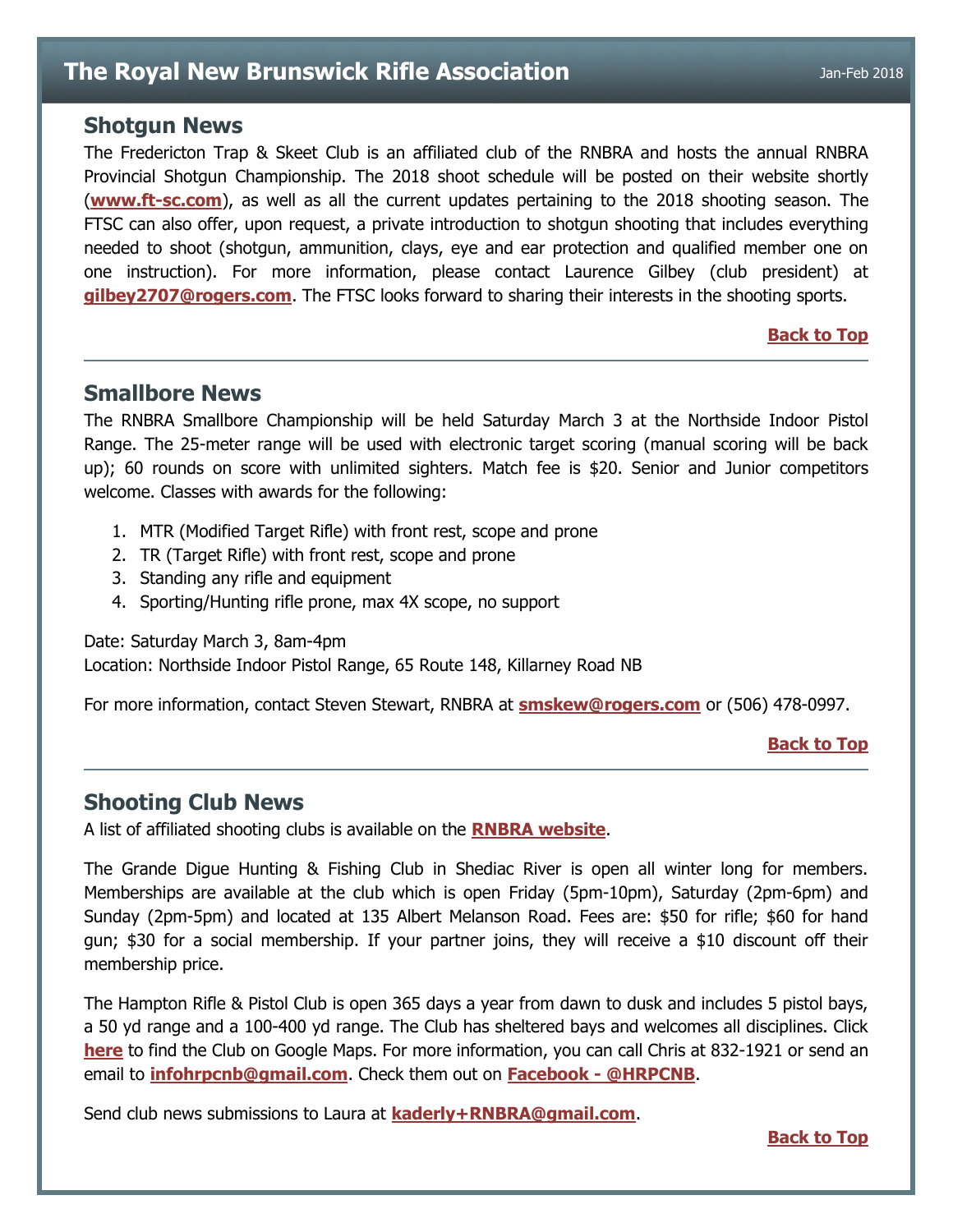## Shotgun News

The Fredericton Trap & Skeet Club is an affiliated club of the RNBRA and hosts the annual RNBRA Provincial Shotgun Championship. The 2018 shoot schedule will be posted on their website shortly (**www.ft-sc.com**), as well as all the current updates pertaining to the 2018 shooting season. The FTSC can also offer, upon request, a private introduction to shotgun shooting that includes everything needed to shoot (shotgun, ammunition, clays, eye and ear protection and qualified member one on one instruction). For more information, please contact Laurence Gilbey (club president) at **gilbey2707@rogers.com**. The FTSC looks forward to sharing their interests in the shooting sports.

**Back to Top**

---

## Smallbore News

The RNBRA Smallbore Championship will be held Saturday March 3 at the Northside Indoor Pistol Range. The 25-meter range will be used with electronic target scoring (manual scoring will be back up); 60 rounds on score with unlimited sighters. Match fee is $20. Senior and Junior competitors welcome. Classes with awards for the following:

1. MTR (Modified Target Rifle) with front rest, scope and prone
2. TR (Target Rifle) with front rest, scope and prone
3. Standing any rifle and equipment
4. Sporting/Hunting rifle prone, max 4X scope, no support

Date: Saturday March 3, 8am-4pm
Location: Northside Indoor Pistol Range, 65 Route 148, Killarney Road NB

For more information, contact Steven Stewart, RNBRA at **smskew@rogers.com** or (506) 478-0997.

**Back to Top**

---

## Shooting Club News

A list of affiliated shooting clubs is available on the **RNBRA website**.

The Grande Digue Hunting & Fishing Club in Shediac River is open all winter long for members. Memberships are available at the club which is open Friday (5pm-10pm), Saturday (2pm-6pm) and Sunday (2pm-5pm) and located at 135 Albert Melanson Road. Fees are: $50 for rifle; $60 for hand gun; $30 for a social membership. If your partner joins, they will receive a $10 discount off their membership price.

The Hampton Rifle & Pistol Club is open 365 days a year from dawn to dusk and includes 5 pistol bays, a 50 yd range and a 100-400 yd range. The Club has sheltered bays and welcomes all disciplines. Click **here** to find the Club on Google Maps. For more information, you can call Chris at 832-1921 or send an email to **infohrpcnb@gmail.com**. Check them out on **Facebook - @HRPCNB**.

Send club news submissions to Laura at **kaderly+RNBRA@gmail.com**.

**Back to Top**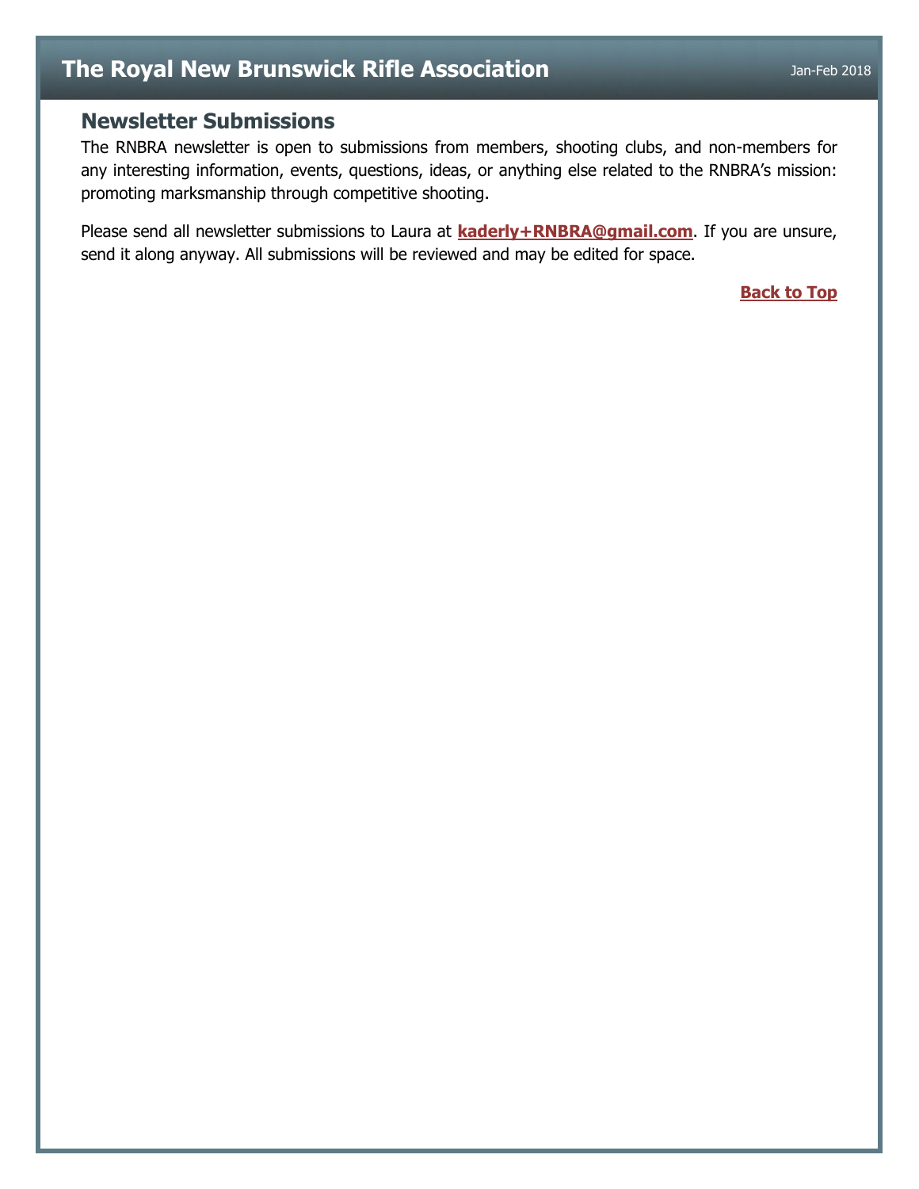## Newsletter Submissions

The RNBRA newsletter is open to submissions from members, shooting clubs, and non-members for any interesting information, events, questions, ideas, or anything else related to the RNBRA's mission: promoting marksmanship through competitive shooting.

Please send all newsletter submissions to Laura at **kaderly+RNBRA@gmail.com**. If you are unsure, send it along anyway. All submissions will be reviewed and may be edited for space.

**Back to Top**